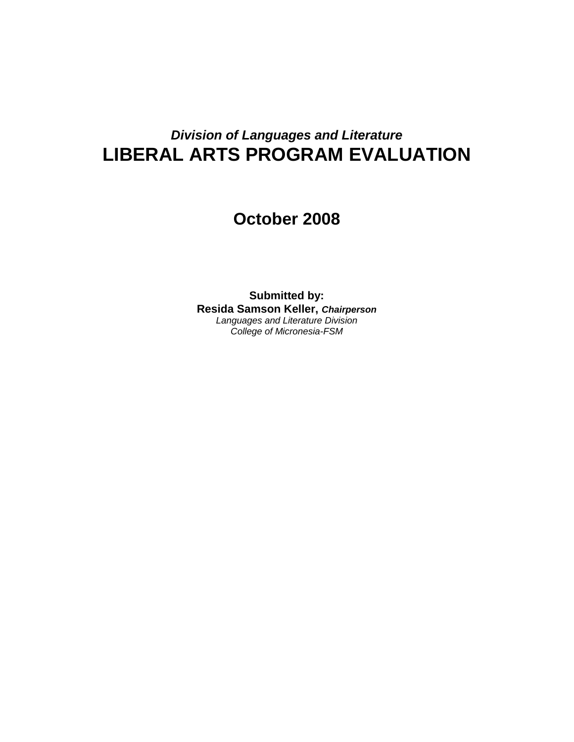***Division of Languages and Literature***

# LIBERAL ARTS PROGRAM EVALUATION

## October 2008

**Submitted by:**
**Resida Samson Keller,** ***Chairperson***
*Languages and Literature Division*
*College of Micronesia-FSM*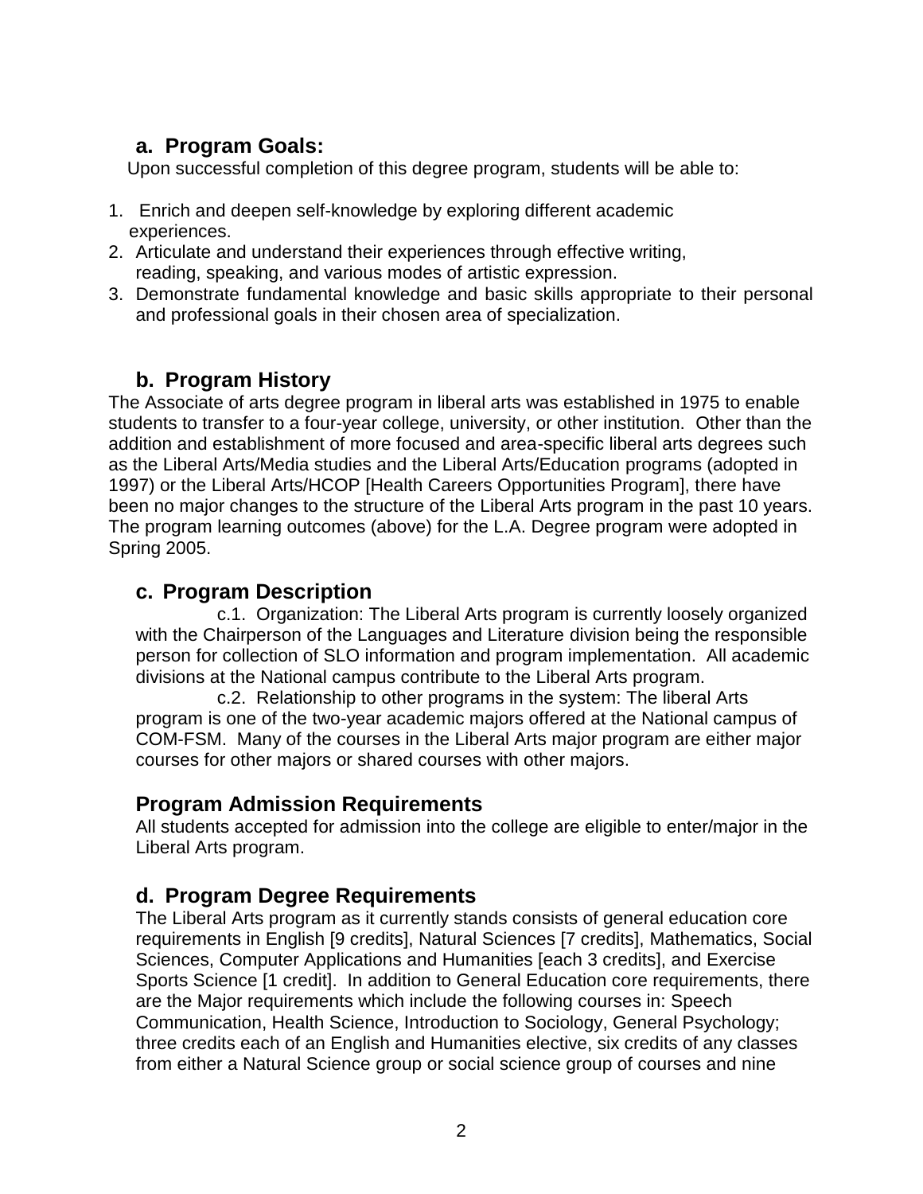## a. Program Goals:

Upon successful completion of this degree program, students will be able to:

1. Enrich and deepen self-knowledge by exploring different academic experiences.
2. Articulate and understand their experiences through effective writing, reading, speaking, and various modes of artistic expression.
3. Demonstrate fundamental knowledge and basic skills appropriate to their personal and professional goals in their chosen area of specialization.

## b. Program History

The Associate of arts degree program in liberal arts was established in 1975 to enable students to transfer to a four-year college, university, or other institution. Other than the addition and establishment of more focused and area-specific liberal arts degrees such as the Liberal Arts/Media studies and the Liberal Arts/Education programs (adopted in 1997) or the Liberal Arts/HCOP [Health Careers Opportunities Program], there have been no major changes to the structure of the Liberal Arts program in the past 10 years. The program learning outcomes (above) for the L.A. Degree program were adopted in Spring 2005.

## c. Program Description

c.1. Organization: The Liberal Arts program is currently loosely organized with the Chairperson of the Languages and Literature division being the responsible person for collection of SLO information and program implementation. All academic divisions at the National campus contribute to the Liberal Arts program.

c.2. Relationship to other programs in the system: The liberal Arts program is one of the two-year academic majors offered at the National campus of COM-FSM. Many of the courses in the Liberal Arts major program are either major courses for other majors or shared courses with other majors.

## Program Admission Requirements

All students accepted for admission into the college are eligible to enter/major in the Liberal Arts program.

## d. Program Degree Requirements

The Liberal Arts program as it currently stands consists of general education core requirements in English [9 credits], Natural Sciences [7 credits], Mathematics, Social Sciences, Computer Applications and Humanities [each 3 credits], and Exercise Sports Science [1 credit]. In addition to General Education core requirements, there are the Major requirements which include the following courses in: Speech Communication, Health Science, Introduction to Sociology, General Psychology; three credits each of an English and Humanities elective, six credits of any classes from either a Natural Science group or social science group of courses and nine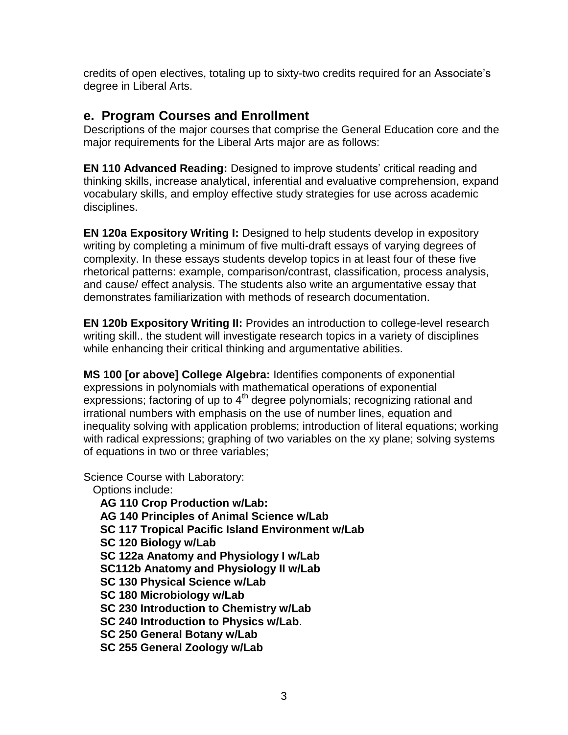credits of open electives, totaling up to sixty-two credits required for an Associate's degree in Liberal Arts.

## e. Program Courses and Enrollment

Descriptions of the major courses that comprise the General Education core and the major requirements for the Liberal Arts major are as follows:

**EN 110 Advanced Reading:** Designed to improve students' critical reading and thinking skills, increase analytical, inferential and evaluative comprehension, expand vocabulary skills, and employ effective study strategies for use across academic disciplines.

**EN 120a Expository Writing I:** Designed to help students develop in expository writing by completing a minimum of five multi-draft essays of varying degrees of complexity. In these essays students develop topics in at least four of these five rhetorical patterns: example, comparison/contrast, classification, process analysis, and cause/ effect analysis. The students also write an argumentative essay that demonstrates familiarization with methods of research documentation.

**EN 120b Expository Writing II:** Provides an introduction to college-level research writing skill.. the student will investigate research topics in a variety of disciplines while enhancing their critical thinking and argumentative abilities.

**MS 100 [or above] College Algebra:** Identifies components of exponential expressions in polynomials with mathematical operations of exponential expressions; factoring of up to 4th degree polynomials; recognizing rational and irrational numbers with emphasis on the use of number lines, equation and inequality solving with application problems; introduction of literal equations; working with radical expressions; graphing of two variables on the xy plane; solving systems of equations in two or three variables;

Science Course with Laboratory:

Options include:

- **AG 110 Crop Production w/Lab:**
- **AG 140 Principles of Animal Science w/Lab**
- **SC 117 Tropical Pacific Island Environment w/Lab**
- **SC 120 Biology w/Lab**
- **SC 122a Anatomy and Physiology I w/Lab**
- **SC112b Anatomy and Physiology II w/Lab**
- **SC 130 Physical Science w/Lab**
- **SC 180 Microbiology w/Lab**
- **SC 230 Introduction to Chemistry w/Lab**
- **SC 240 Introduction to Physics w/Lab**.
- **SC 250 General Botany w/Lab**
- **SC 255 General Zoology w/Lab**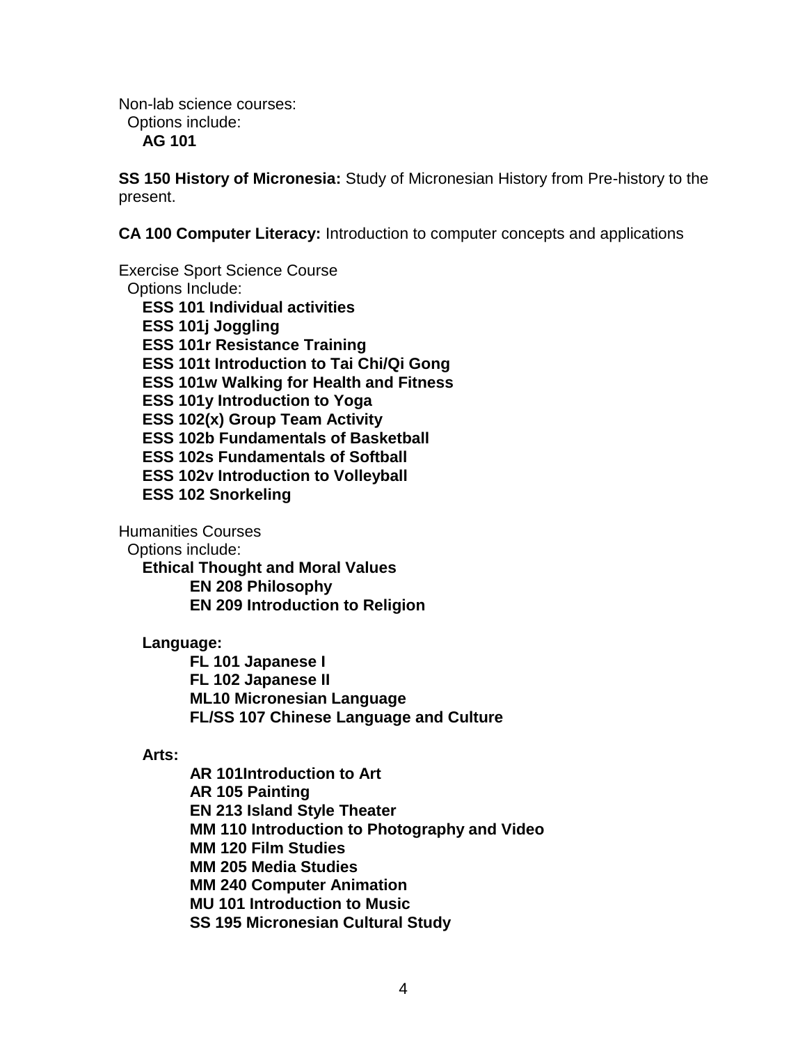Non-lab science courses:
  Options include:
    **AG 101**

**SS 150 History of Micronesia:** Study of Micronesian History from Pre-history to the present.

**CA 100 Computer Literacy:** Introduction to computer concepts and applications

Exercise Sport Science Course
  Options Include:
- **ESS 101 Individual activities**
- **ESS 101j Joggling**
- **ESS 101r Resistance Training**
- **ESS 101t Introduction to Tai Chi/Qi Gong**
- **ESS 101w Walking for Health and Fitness**
- **ESS 101y Introduction to Yoga**
- **ESS 102(x) Group Team Activity**
- **ESS 102b Fundamentals of Basketball**
- **ESS 102s Fundamentals of Softball**
- **ESS 102v Introduction to Volleyball**
- **ESS 102 Snorkeling**

Humanities Courses
  Options include:
- **Ethical Thought and Moral Values**
  - **EN 208 Philosophy**
  - **EN 209 Introduction to Religion**
- **Language:**
  - **FL 101 Japanese I**
  - **FL 102 Japanese II**
  - **ML10 Micronesian Language**
  - **FL/SS 107 Chinese Language and Culture**
- **Arts:**
  - **AR 101Introduction to Art**
  - **AR 105 Painting**
  - **EN 213 Island Style Theater**
  - **MM 110 Introduction to Photography and Video**
  - **MM 120 Film Studies**
  - **MM 205 Media Studies**
  - **MM 240 Computer Animation**
  - **MU 101 Introduction to Music**
  - **SS 195 Micronesian Cultural Study**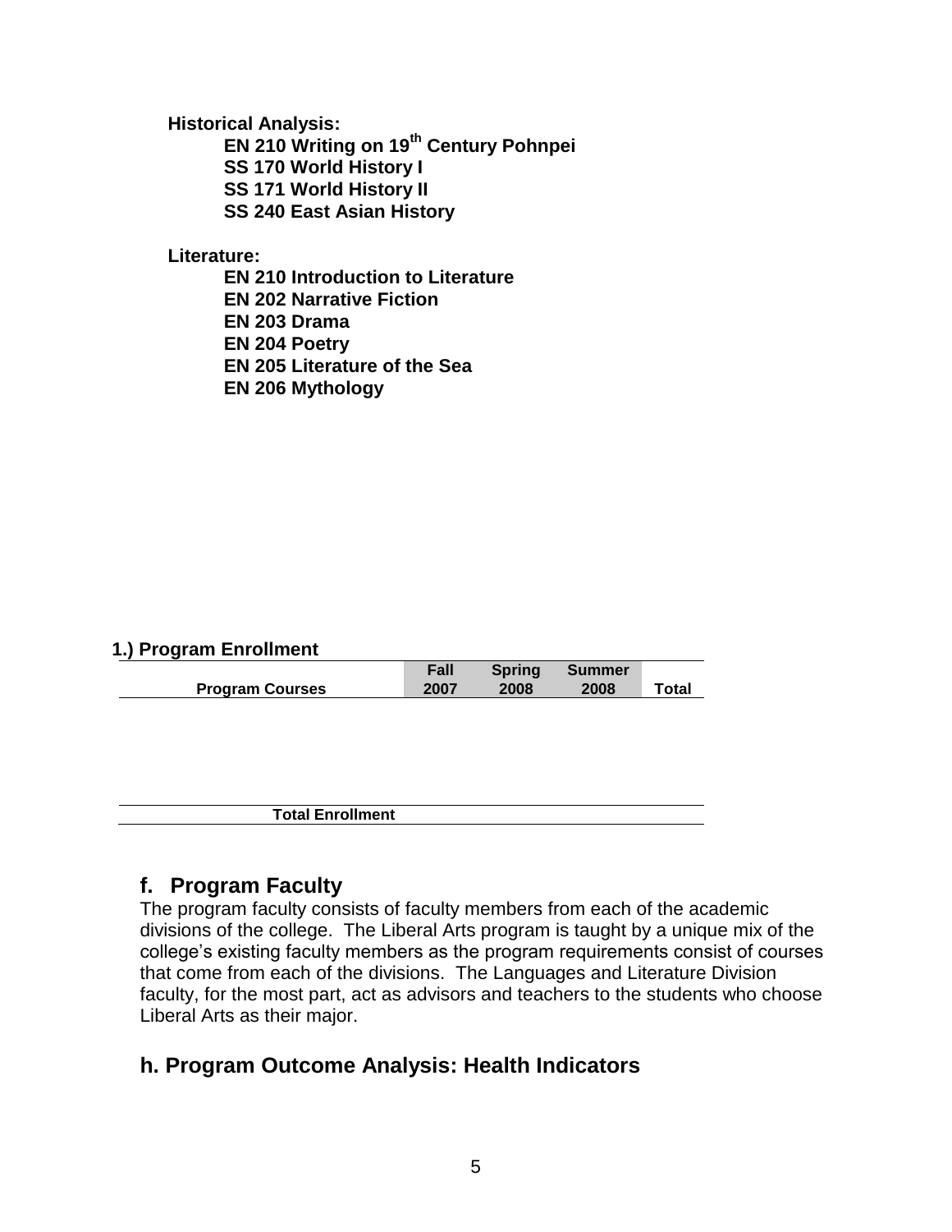**Historical Analysis:**

- **EN 210 Writing on 19th Century Pohnpei**
- **SS 170 World History I**
- **SS 171 World History II**
- **SS 240 East Asian History**

**Literature:**

- **EN 210 Introduction to Literature**
- **EN 202 Narrative Fiction**
- **EN 203 Drama**
- **EN 204 Poetry**
- **EN 205 Literature of the Sea**
- **EN 206 Mythology**

**1.) Program Enrollment**

| Program Courses | Fall 2007 | Spring 2008 | Summer 2008 | Total |
|---|---|---|---|---|
| | | | | |
| **Total Enrollment** | | | | |

## f. Program Faculty

The program faculty consists of faculty members from each of the academic divisions of the college. The Liberal Arts program is taught by a unique mix of the college's existing faculty members as the program requirements consist of courses that come from each of the divisions. The Languages and Literature Division faculty, for the most part, act as advisors and teachers to the students who choose Liberal Arts as their major.

## h. Program Outcome Analysis: Health Indicators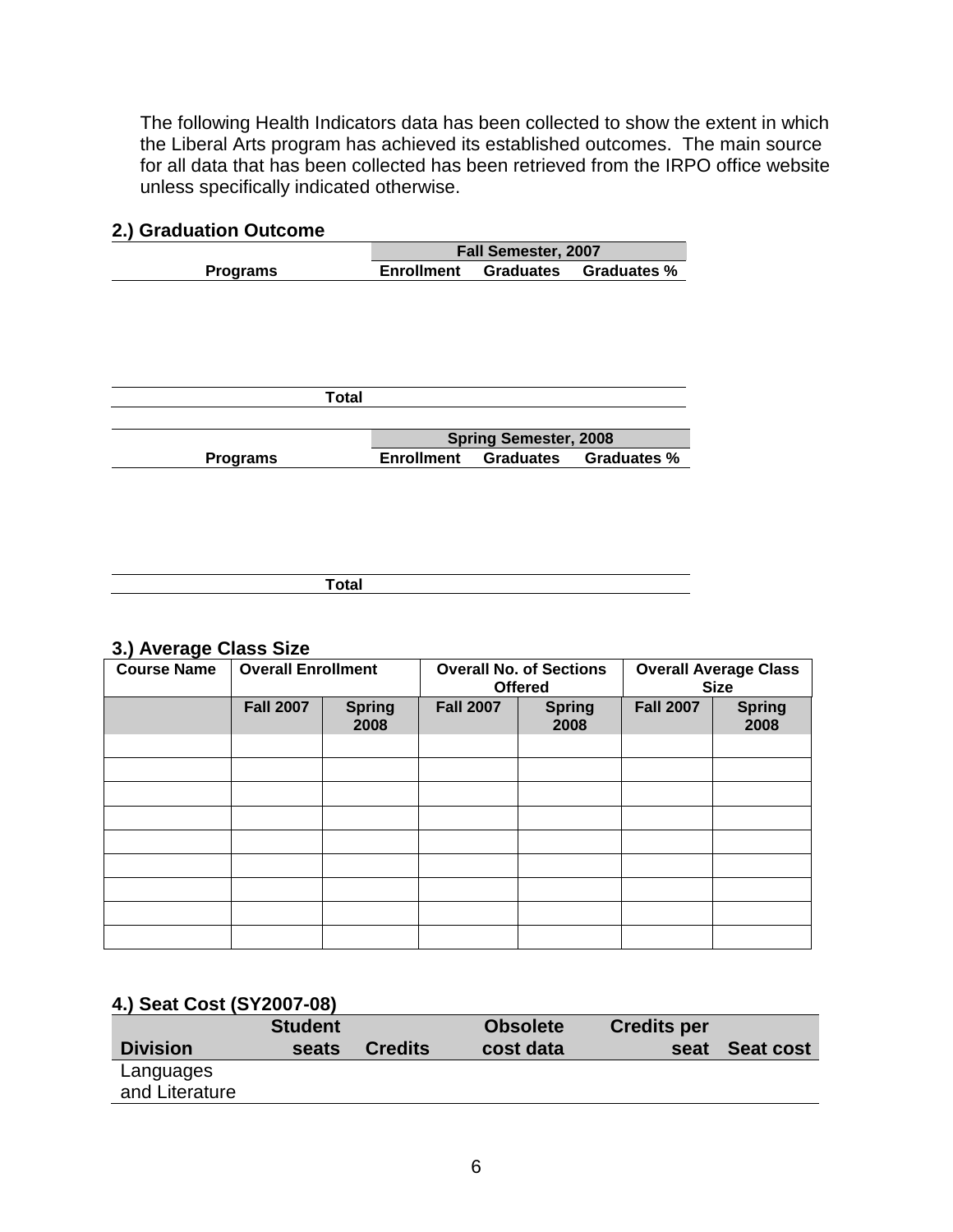The following Health Indicators data has been collected to show the extent in which the Liberal Arts program has achieved its established outcomes. The main source for all data that has been collected has been retrieved from the IRPO office website unless specifically indicated otherwise.

## 2.) Graduation Outcome

| | Fall Semester, 2007 | | |
|---|---|---|---|
| Programs | Enrollment | Graduates | Graduates % |
| | | | |
| Total | | | |

| | Spring Semester, 2008 | | |
|---|---|---|---|
| Programs | Enrollment | Graduates | Graduates % |
| | | | |
| Total | | | |

## 3.) Average Class Size

| Course Name | Overall Enrollment | | Overall No. of Sections Offered | | Overall Average Class Size | |
|---|---|---|---|---|---|---|
| | Fall 2007 | Spring 2008 | Fall 2007 | Spring 2008 | Fall 2007 | Spring 2008 |
| | | | | | | |
| | | | | | | |
| | | | | | | |
| | | | | | | |
| | | | | | | |
| | | | | | | |
| | | | | | | |
| | | | | | | |
| | | | | | | |

## 4.) Seat Cost (SY2007-08)

| Division | Student seats | Credits | Obsolete cost data | Credits per seat | Seat cost |
|---|---|---|---|---|---|
| Languages and Literature | | | | | |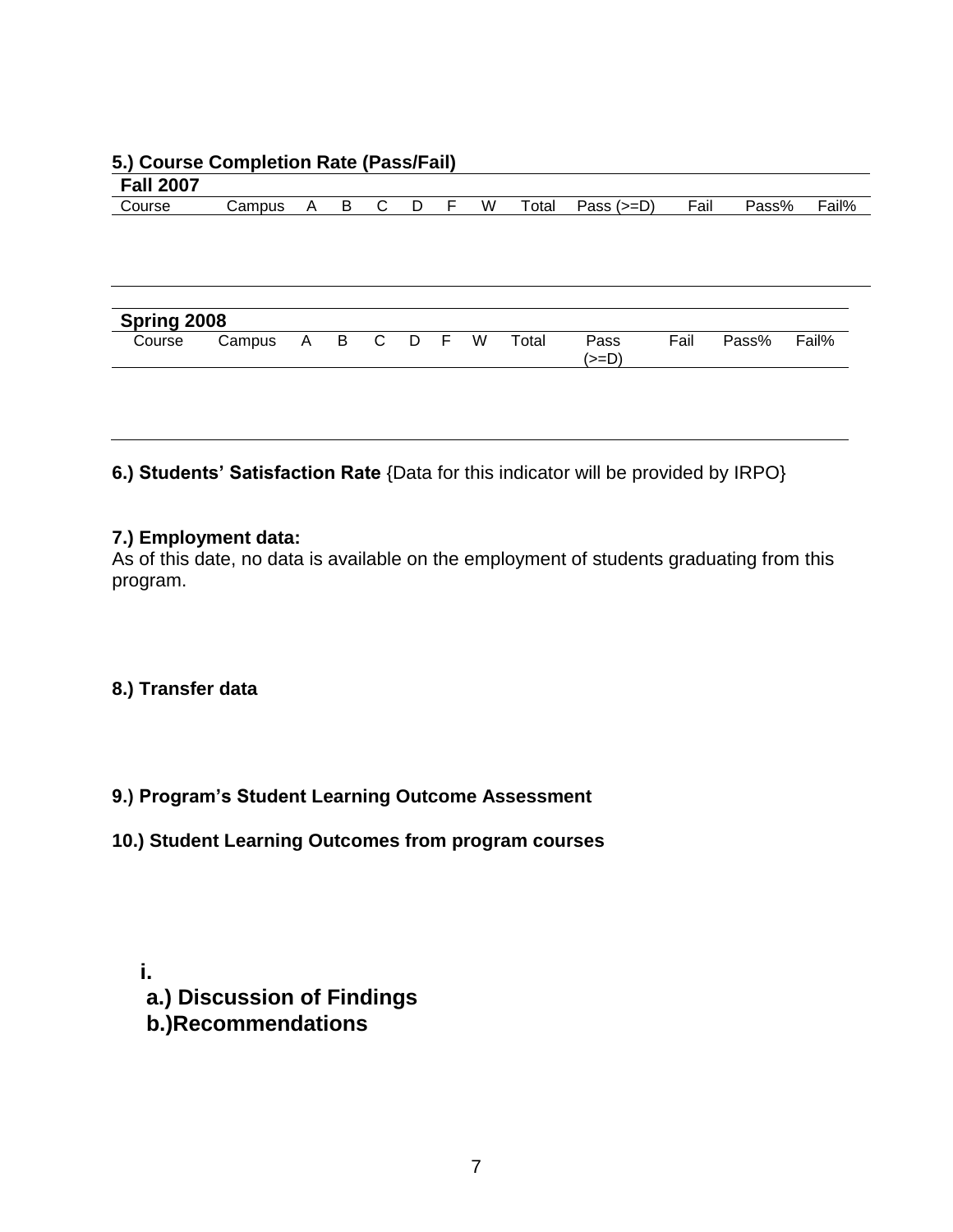**5.) Course Completion Rate (Pass/Fail)**

**Fall 2007**

| Course | Campus | A | B | C | D | F | W | Total | Pass (>=D) | Fail | Pass% | Fail% |
|---|---|---|---|---|---|---|---|---|---|---|---|---|

**Spring 2008**

| Course | Campus | A | B | C | D | F | W | Total | Pass (>=D) | Fail | Pass% | Fail% |
|---|---|---|---|---|---|---|---|---|---|---|---|---|

**6.) Students' Satisfaction Rate** {Data for this indicator will be provided by IRPO}

**7.) Employment data:**

As of this date, no data is available on the employment of students graduating from this program.

**8.) Transfer data**

**9.) Program's Student Learning Outcome Assessment**

**10.) Student Learning Outcomes from program courses**

**i.**

**a.) Discussion of Findings**

**b.)Recommendations**